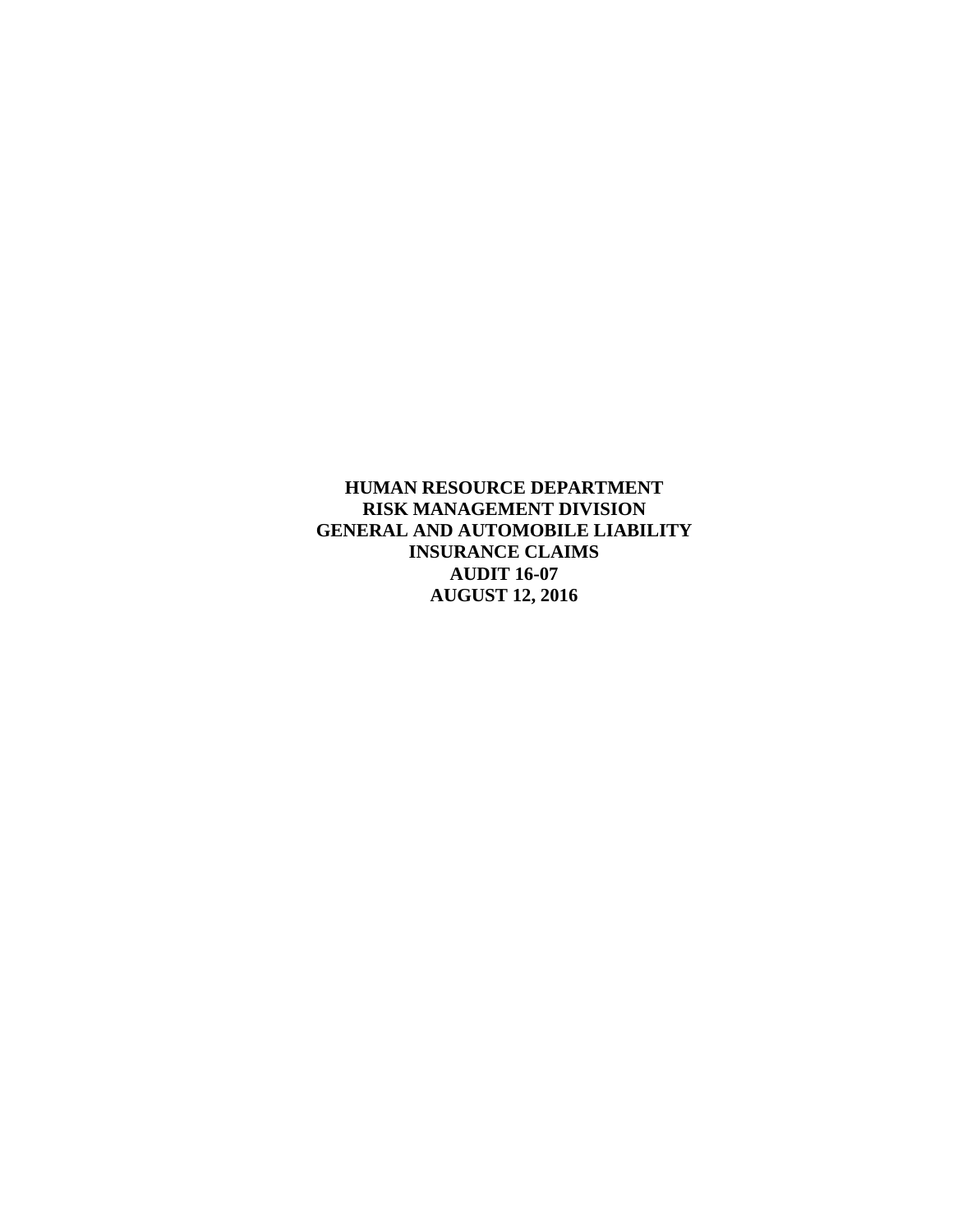# HUMAN RESOURCE DEPARTMENT
# RISK MANAGEMENT DIVISION
# GENERAL AND AUTOMOBILE LIABILITY
# INSURANCE CLAIMS
# AUDIT 16-07
# AUGUST 12, 2016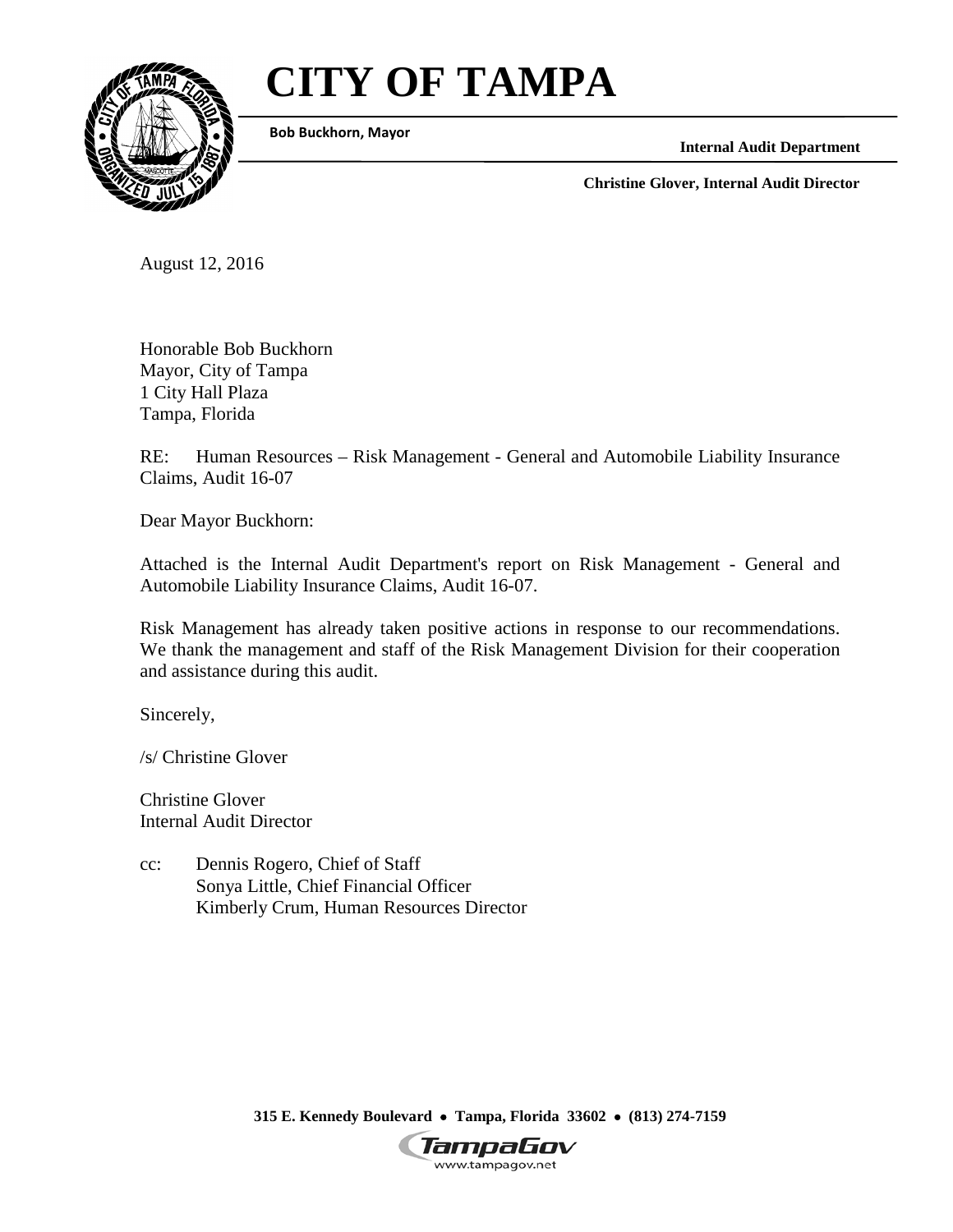# CITY OF TAMPA

**Bob Buckhorn, Mayor**

**Internal Audit Department**

**Christine Glover, Internal Audit Director**

August 12, 2016

Honorable Bob Buckhorn
Mayor, City of Tampa
1 City Hall Plaza
Tampa, Florida

RE: Human Resources – Risk Management - General and Automobile Liability Insurance Claims, Audit 16-07

Dear Mayor Buckhorn:

Attached is the Internal Audit Department's report on Risk Management - General and Automobile Liability Insurance Claims, Audit 16-07.

Risk Management has already taken positive actions in response to our recommendations. We thank the management and staff of the Risk Management Division for their cooperation and assistance during this audit.

Sincerely,

/s/ Christine Glover

Christine Glover
Internal Audit Director

cc: Dennis Rogero, Chief of Staff
Sonya Little, Chief Financial Officer
Kimberly Crum, Human Resources Director

**315 E. Kennedy Boulevard • Tampa, Florida 33602 • (813) 274-7159**

TampaGov
www.tampagov.net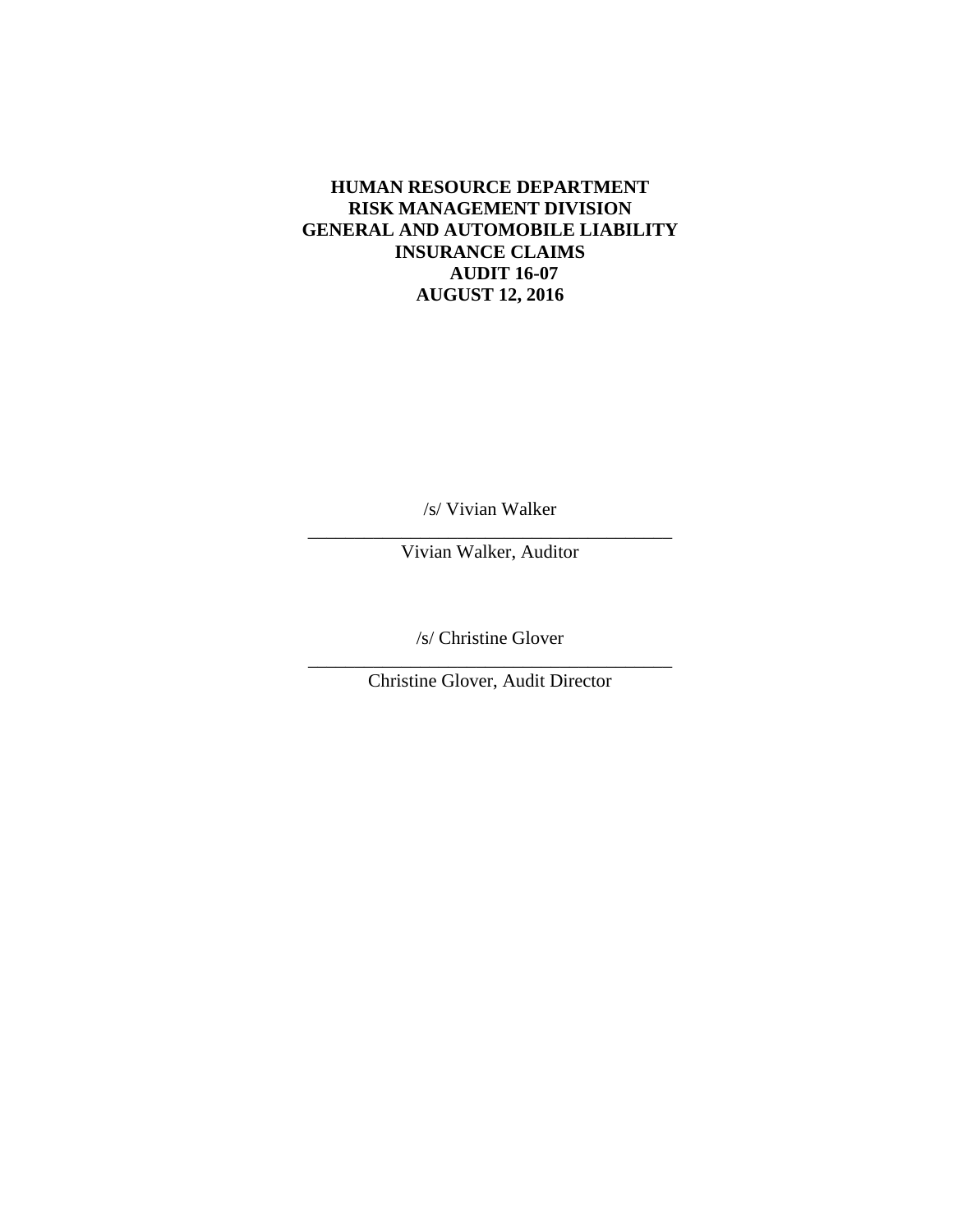**HUMAN RESOURCE DEPARTMENT**
**RISK MANAGEMENT DIVISION**
**GENERAL AND AUTOMOBILE LIABILITY**
**INSURANCE CLAIMS**
**AUDIT 16-07**
**AUGUST 12, 2016**

/s/ Vivian Walker

Vivian Walker, Auditor

/s/ Christine Glover

Christine Glover, Audit Director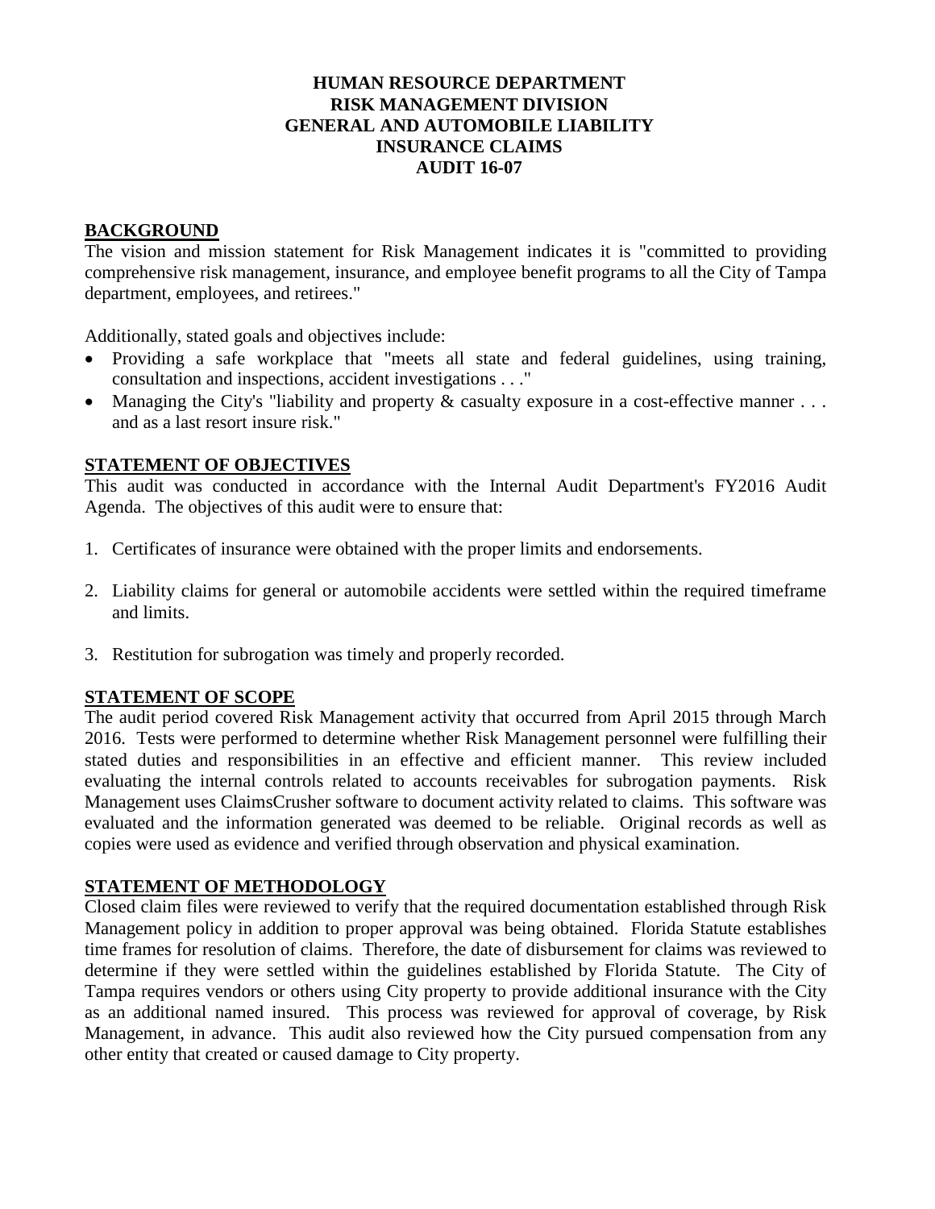# HUMAN RESOURCE DEPARTMENT
# RISK MANAGEMENT DIVISION
# GENERAL AND AUTOMOBILE LIABILITY
# INSURANCE CLAIMS
# AUDIT 16-07

## BACKGROUND

The vision and mission statement for Risk Management indicates it is "committed to providing comprehensive risk management, insurance, and employee benefit programs to all the City of Tampa department, employees, and retirees."

Additionally, stated goals and objectives include:

- Providing a safe workplace that "meets all state and federal guidelines, using training, consultation and inspections, accident investigations . . ."
- Managing the City's "liability and property & casualty exposure in a cost-effective manner . . . and as a last resort insure risk."

## STATEMENT OF OBJECTIVES

This audit was conducted in accordance with the Internal Audit Department's FY2016 Audit Agenda. The objectives of this audit were to ensure that:

1. Certificates of insurance were obtained with the proper limits and endorsements.
2. Liability claims for general or automobile accidents were settled within the required timeframe and limits.
3. Restitution for subrogation was timely and properly recorded.

## STATEMENT OF SCOPE

The audit period covered Risk Management activity that occurred from April 2015 through March 2016. Tests were performed to determine whether Risk Management personnel were fulfilling their stated duties and responsibilities in an effective and efficient manner. This review included evaluating the internal controls related to accounts receivables for subrogation payments. Risk Management uses ClaimsCrusher software to document activity related to claims. This software was evaluated and the information generated was deemed to be reliable. Original records as well as copies were used as evidence and verified through observation and physical examination.

## STATEMENT OF METHODOLOGY

Closed claim files were reviewed to verify that the required documentation established through Risk Management policy in addition to proper approval was being obtained. Florida Statute establishes time frames for resolution of claims. Therefore, the date of disbursement for claims was reviewed to determine if they were settled within the guidelines established by Florida Statute. The City of Tampa requires vendors or others using City property to provide additional insurance with the City as an additional named insured. This process was reviewed for approval of coverage, by Risk Management, in advance. This audit also reviewed how the City pursued compensation from any other entity that created or caused damage to City property.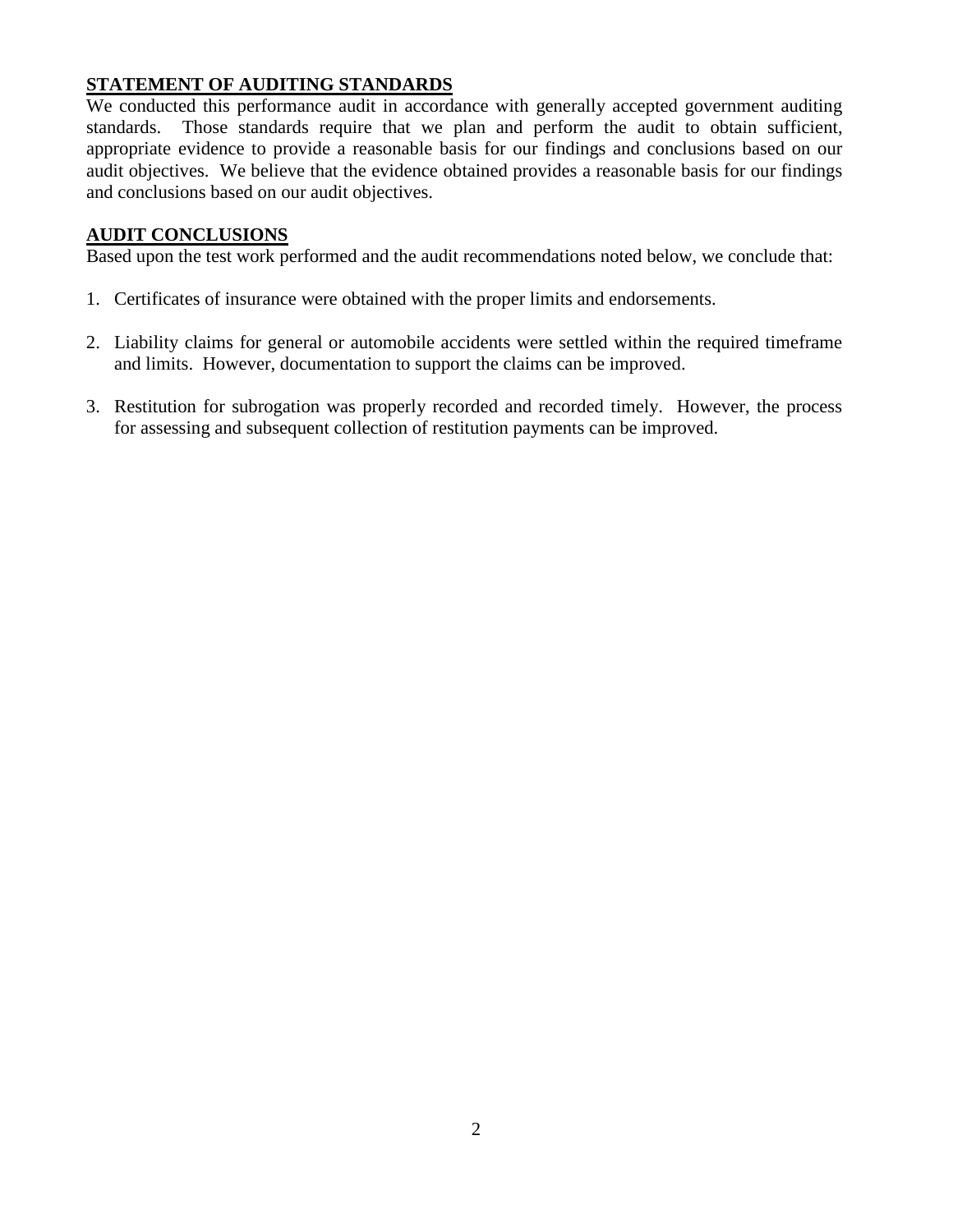## STATEMENT OF AUDITING STANDARDS

We conducted this performance audit in accordance with generally accepted government auditing standards. Those standards require that we plan and perform the audit to obtain sufficient, appropriate evidence to provide a reasonable basis for our findings and conclusions based on our audit objectives. We believe that the evidence obtained provides a reasonable basis for our findings and conclusions based on our audit objectives.

## AUDIT CONCLUSIONS

Based upon the test work performed and the audit recommendations noted below, we conclude that:

1. Certificates of insurance were obtained with the proper limits and endorsements.

2. Liability claims for general or automobile accidents were settled within the required timeframe and limits. However, documentation to support the claims can be improved.

3. Restitution for subrogation was properly recorded and recorded timely. However, the process for assessing and subsequent collection of restitution payments can be improved.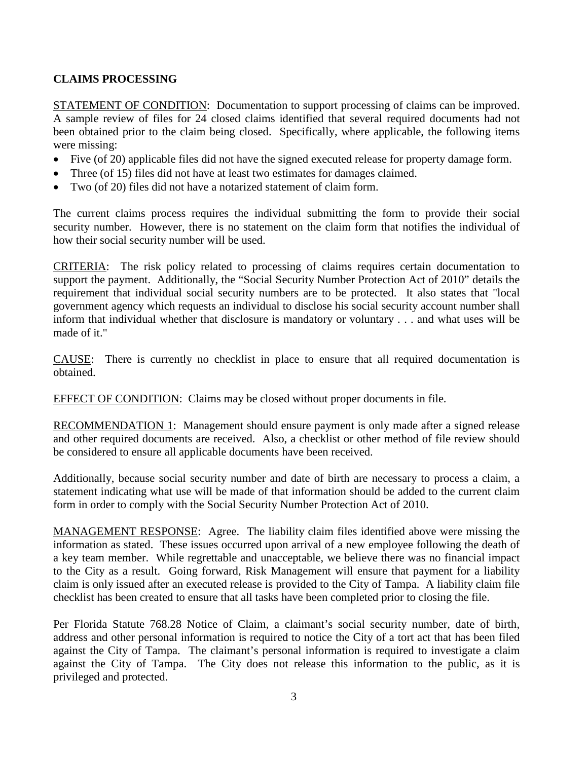**CLAIMS PROCESSING**

STATEMENT OF CONDITION: Documentation to support processing of claims can be improved. A sample review of files for 24 closed claims identified that several required documents had not been obtained prior to the claim being closed. Specifically, where applicable, the following items were missing:

- Five (of 20) applicable files did not have the signed executed release for property damage form.
- Three (of 15) files did not have at least two estimates for damages claimed.
- Two (of 20) files did not have a notarized statement of claim form.

The current claims process requires the individual submitting the form to provide their social security number. However, there is no statement on the claim form that notifies the individual of how their social security number will be used.

CRITERIA: The risk policy related to processing of claims requires certain documentation to support the payment. Additionally, the "Social Security Number Protection Act of 2010" details the requirement that individual social security numbers are to be protected. It also states that "local government agency which requests an individual to disclose his social security account number shall inform that individual whether that disclosure is mandatory or voluntary . . . and what uses will be made of it."

CAUSE: There is currently no checklist in place to ensure that all required documentation is obtained.

EFFECT OF CONDITION: Claims may be closed without proper documents in file.

RECOMMENDATION 1: Management should ensure payment is only made after a signed release and other required documents are received. Also, a checklist or other method of file review should be considered to ensure all applicable documents have been received.

Additionally, because social security number and date of birth are necessary to process a claim, a statement indicating what use will be made of that information should be added to the current claim form in order to comply with the Social Security Number Protection Act of 2010.

MANAGEMENT RESPONSE: Agree. The liability claim files identified above were missing the information as stated. These issues occurred upon arrival of a new employee following the death of a key team member. While regrettable and unacceptable, we believe there was no financial impact to the City as a result. Going forward, Risk Management will ensure that payment for a liability claim is only issued after an executed release is provided to the City of Tampa. A liability claim file checklist has been created to ensure that all tasks have been completed prior to closing the file.

Per Florida Statute 768.28 Notice of Claim, a claimant's social security number, date of birth, address and other personal information is required to notice the City of a tort act that has been filed against the City of Tampa. The claimant's personal information is required to investigate a claim against the City of Tampa. The City does not release this information to the public, as it is privileged and protected.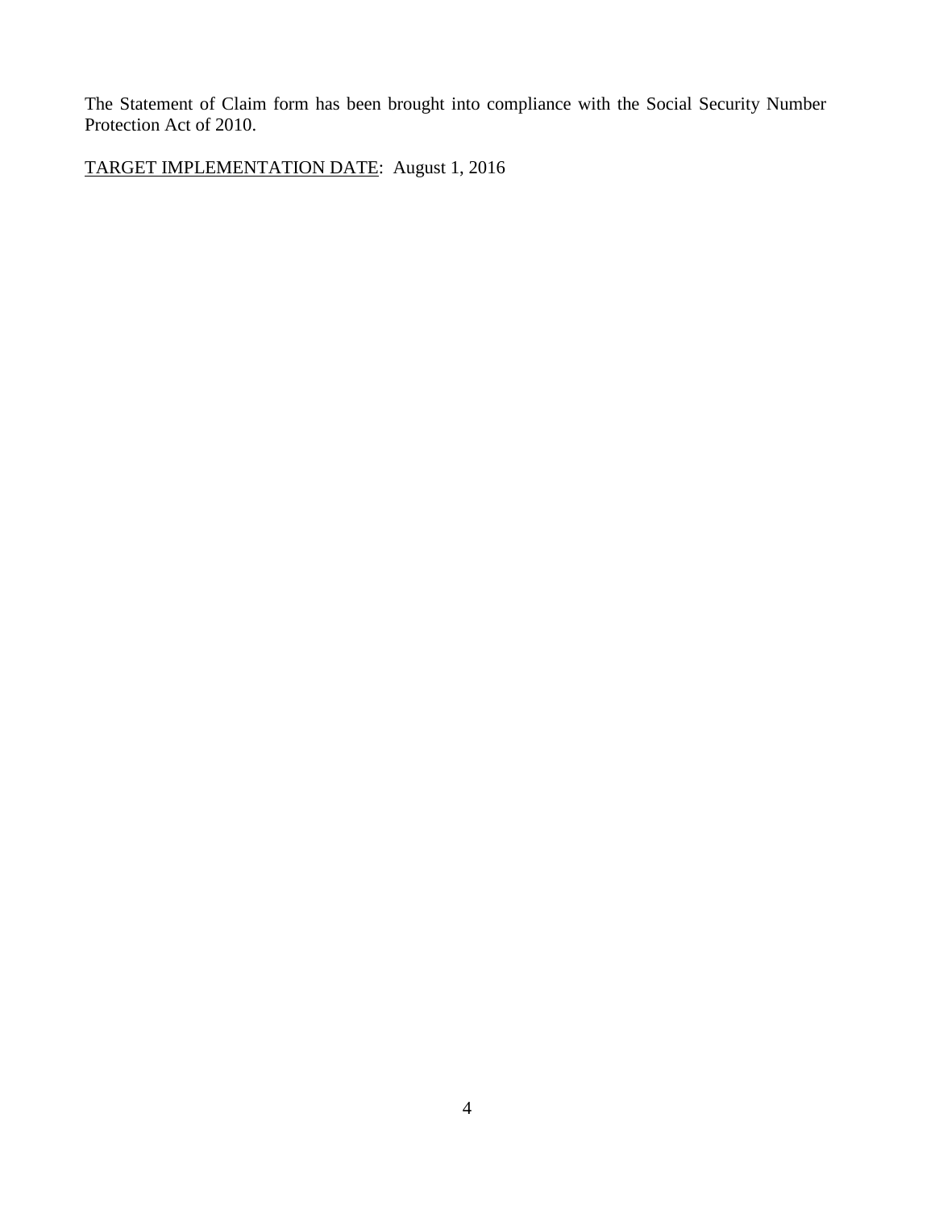The Statement of Claim form has been brought into compliance with the Social Security Number Protection Act of 2010.

<u>TARGET IMPLEMENTATION DATE</u>: August 1, 2016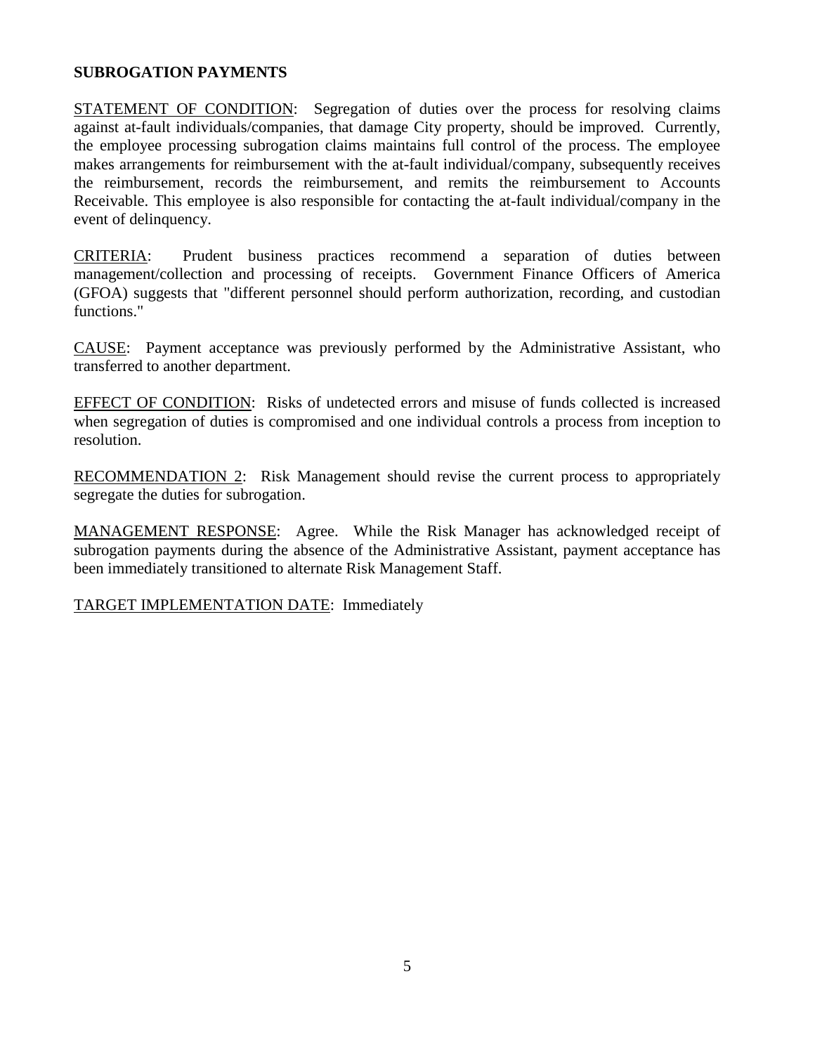**SUBROGATION PAYMENTS**

STATEMENT OF CONDITION: Segregation of duties over the process for resolving claims against at-fault individuals/companies, that damage City property, should be improved. Currently, the employee processing subrogation claims maintains full control of the process. The employee makes arrangements for reimbursement with the at-fault individual/company, subsequently receives the reimbursement, records the reimbursement, and remits the reimbursement to Accounts Receivable. This employee is also responsible for contacting the at-fault individual/company in the event of delinquency.

CRITERIA: Prudent business practices recommend a separation of duties between management/collection and processing of receipts. Government Finance Officers of America (GFOA) suggests that "different personnel should perform authorization, recording, and custodian functions."

CAUSE: Payment acceptance was previously performed by the Administrative Assistant, who transferred to another department.

EFFECT OF CONDITION: Risks of undetected errors and misuse of funds collected is increased when segregation of duties is compromised and one individual controls a process from inception to resolution.

RECOMMENDATION 2: Risk Management should revise the current process to appropriately segregate the duties for subrogation.

MANAGEMENT RESPONSE: Agree. While the Risk Manager has acknowledged receipt of subrogation payments during the absence of the Administrative Assistant, payment acceptance has been immediately transitioned to alternate Risk Management Staff.

TARGET IMPLEMENTATION DATE: Immediately